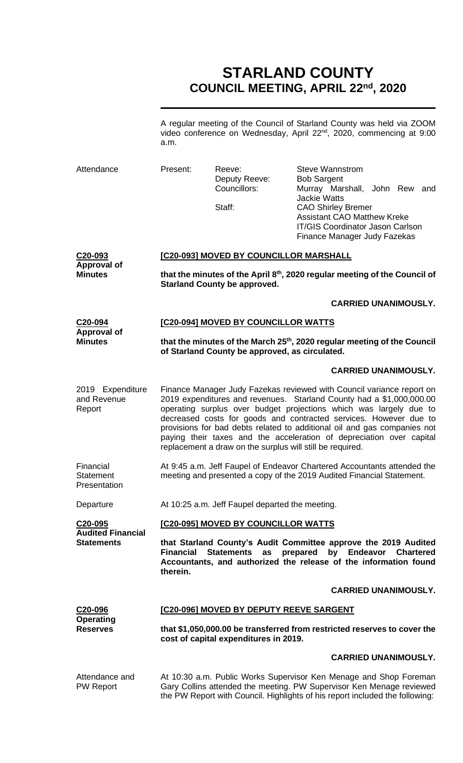# STARLAND COUNTY
## COUNCIL MEETING, APRIL 22nd, 2020

A regular meeting of the Council of Starland County was held via ZOOM video conference on Wednesday, April 22nd, 2020, commencing at 9:00 a.m.

| Attendance | Present: | Reeve: | Steve Wannstrom |
|---|---|---|---|
| | | Deputy Reeve: | Bob Sargent |
| | | Councillors: | Murray Marshall, John Rew and Jackie Watts |
| | | Staff: | CAO Shirley Bremer |
| | | | Assistant CAO Matthew Kreke |
| | | | IT/GIS Coordinator Jason Carlson |
| | | | Finance Manager Judy Fazekas |

**C20-093 Approval of Minutes**

**[C20-093] MOVED BY COUNCILLOR MARSHALL**

**that the minutes of the April 8th, 2020 regular meeting of the Council of Starland County be approved.**

**CARRIED UNANIMOUSLY.**

**C20-094 Approval of Minutes**

**[C20-094] MOVED BY COUNCILLOR WATTS**

**that the minutes of the March 25th, 2020 regular meeting of the Council of Starland County be approved, as circulated.**

**CARRIED UNANIMOUSLY.**

2019 Expenditure and Revenue Report

Finance Manager Judy Fazekas reviewed with Council variance report on 2019 expenditures and revenues. Starland County had a $1,000,000.00 operating surplus over budget projections which was largely due to decreased costs for goods and contracted services. However due to provisions for bad debts related to additional oil and gas companies not paying their taxes and the acceleration of depreciation over capital replacement a draw on the surplus will still be required.

Financial Statement Presentation

At 9:45 a.m. Jeff Faupel of Endeavor Chartered Accountants attended the meeting and presented a copy of the 2019 Audited Financial Statement.

Departure

At 10:25 a.m. Jeff Faupel departed the meeting.

**C20-095 Audited Financial Statements**

**[C20-095] MOVED BY COUNCILLOR WATTS**

**that Starland County's Audit Committee approve the 2019 Audited Financial Statements as prepared by Endeavor Chartered Accountants, and authorized the release of the information found therein.**

**CARRIED UNANIMOUSLY.**

**C20-096 Operating Reserves**

**[C20-096] MOVED BY DEPUTY REEVE SARGENT**

**that $1,050,000.00 be transferred from restricted reserves to cover the cost of capital expenditures in 2019.**

**CARRIED UNANIMOUSLY.**

Attendance and PW Report

At 10:30 a.m. Public Works Supervisor Ken Menage and Shop Foreman Gary Collins attended the meeting. PW Supervisor Ken Menage reviewed the PW Report with Council. Highlights of his report included the following: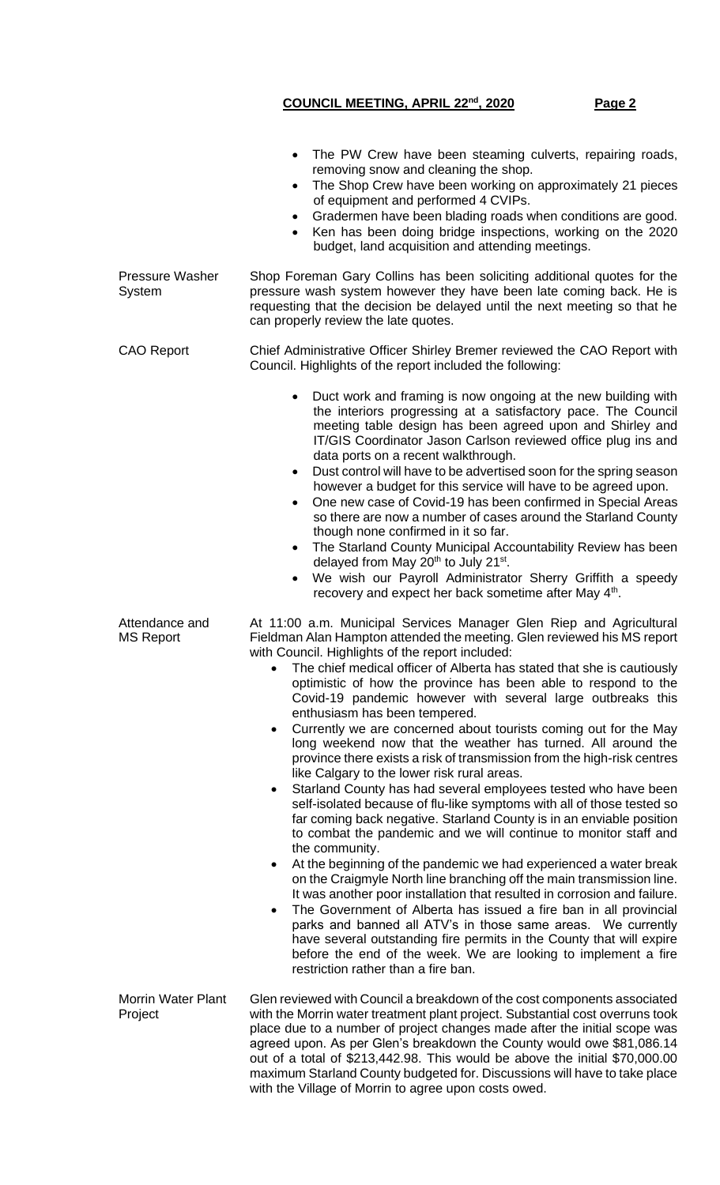- The PW Crew have been steaming culverts, repairing roads, removing snow and cleaning the shop.
- The Shop Crew have been working on approximately 21 pieces of equipment and performed 4 CVIPs.
- Gradermen have been blading roads when conditions are good.
- Ken has been doing bridge inspections, working on the 2020 budget, land acquisition and attending meetings.

**Pressure Washer System**

Shop Foreman Gary Collins has been soliciting additional quotes for the pressure wash system however they have been late coming back. He is requesting that the decision be delayed until the next meeting so that he can properly review the late quotes.

**CAO Report**

Chief Administrative Officer Shirley Bremer reviewed the CAO Report with Council. Highlights of the report included the following:

- Duct work and framing is now ongoing at the new building with the interiors progressing at a satisfactory pace. The Council meeting table design has been agreed upon and Shirley and IT/GIS Coordinator Jason Carlson reviewed office plug ins and data ports on a recent walkthrough.
- Dust control will have to be advertised soon for the spring season however a budget for this service will have to be agreed upon.
- One new case of Covid-19 has been confirmed in Special Areas so there are now a number of cases around the Starland County though none confirmed in it so far.
- The Starland County Municipal Accountability Review has been delayed from May 20th to July 21st.
- We wish our Payroll Administrator Sherry Griffith a speedy recovery and expect her back sometime after May 4th.

**Attendance and MS Report**

At 11:00 a.m. Municipal Services Manager Glen Riep and Agricultural Fieldman Alan Hampton attended the meeting. Glen reviewed his MS report with Council. Highlights of the report included:

- The chief medical officer of Alberta has stated that she is cautiously optimistic of how the province has been able to respond to the Covid-19 pandemic however with several large outbreaks this enthusiasm has been tempered.
- Currently we are concerned about tourists coming out for the May long weekend now that the weather has turned. All around the province there exists a risk of transmission from the high-risk centres like Calgary to the lower risk rural areas.
- Starland County has had several employees tested who have been self-isolated because of flu-like symptoms with all of those tested so far coming back negative. Starland County is in an enviable position to combat the pandemic and we will continue to monitor staff and the community.
- At the beginning of the pandemic we had experienced a water break on the Craigmyle North line branching off the main transmission line. It was another poor installation that resulted in corrosion and failure.
- The Government of Alberta has issued a fire ban in all provincial parks and banned all ATV's in those same areas. We currently have several outstanding fire permits in the County that will expire before the end of the week. We are looking to implement a fire restriction rather than a fire ban.

**Morrin Water Plant Project**

Glen reviewed with Council a breakdown of the cost components associated with the Morrin water treatment plant project. Substantial cost overruns took place due to a number of project changes made after the initial scope was agreed upon. As per Glen's breakdown the County would owe $81,086.14 out of a total of $213,442.98. This would be above the initial $70,000.00 maximum Starland County budgeted for. Discussions will have to take place with the Village of Morrin to agree upon costs owed.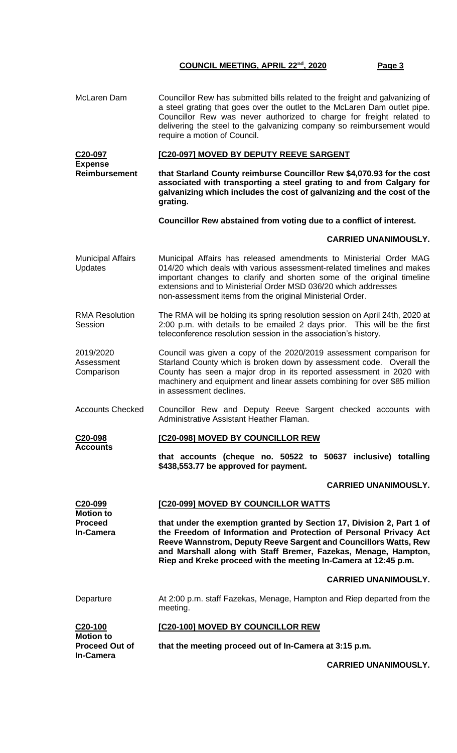McLaren Dam

Councillor Rew has submitted bills related to the freight and galvanizing of a steel grating that goes over the outlet to the McLaren Dam outlet pipe. Councillor Rew was never authorized to charge for freight related to delivering the steel to the galvanizing company so reimbursement would require a motion of Council.

**C20-097**
**Expense Reimbursement**

**[C20-097] MOVED BY DEPUTY REEVE SARGENT**

**that Starland County reimburse Councillor Rew $4,070.93 for the cost associated with transporting a steel grating to and from Calgary for galvanizing which includes the cost of galvanizing and the cost of the grating.**

**Councillor Rew abstained from voting due to a conflict of interest.**

**CARRIED UNANIMOUSLY.**

Municipal Affairs Updates

Municipal Affairs has released amendments to Ministerial Order MAG 014/20 which deals with various assessment-related timelines and makes important changes to clarify and shorten some of the original timeline extensions and to Ministerial Order MSD 036/20 which addresses non-assessment items from the original Ministerial Order.

RMA Resolution Session

The RMA will be holding its spring resolution session on April 24th, 2020 at 2:00 p.m. with details to be emailed 2 days prior. This will be the first teleconference resolution session in the association's history.

2019/2020 Assessment Comparison

Council was given a copy of the 2020/2019 assessment comparison for Starland County which is broken down by assessment code. Overall the County has seen a major drop in its reported assessment in 2020 with machinery and equipment and linear assets combining for over $85 million in assessment declines.

Accounts Checked

Councillor Rew and Deputy Reeve Sargent checked accounts with Administrative Assistant Heather Flaman.

**C20-098**
**Accounts**

**[C20-098] MOVED BY COUNCILLOR REW**

**that accounts (cheque no. 50522 to 50637 inclusive) totalling $438,553.77 be approved for payment.**

**CARRIED UNANIMOUSLY.**

**C20-099**
**Motion to Proceed In-Camera**

**[C20-099] MOVED BY COUNCILLOR WATTS**

**that under the exemption granted by Section 17, Division 2, Part 1 of the Freedom of Information and Protection of Personal Privacy Act Reeve Wannstrom, Deputy Reeve Sargent and Councillors Watts, Rew and Marshall along with Staff Bremer, Fazekas, Menage, Hampton, Riep and Kreke proceed with the meeting In-Camera at 12:45 p.m.**

**CARRIED UNANIMOUSLY.**

Departure

At 2:00 p.m. staff Fazekas, Menage, Hampton and Riep departed from the meeting.

**C20-100**
**Motion to Proceed Out of In-Camera**

**[C20-100] MOVED BY COUNCILLOR REW**

**that the meeting proceed out of In-Camera at 3:15 p.m.**

**CARRIED UNANIMOUSLY.**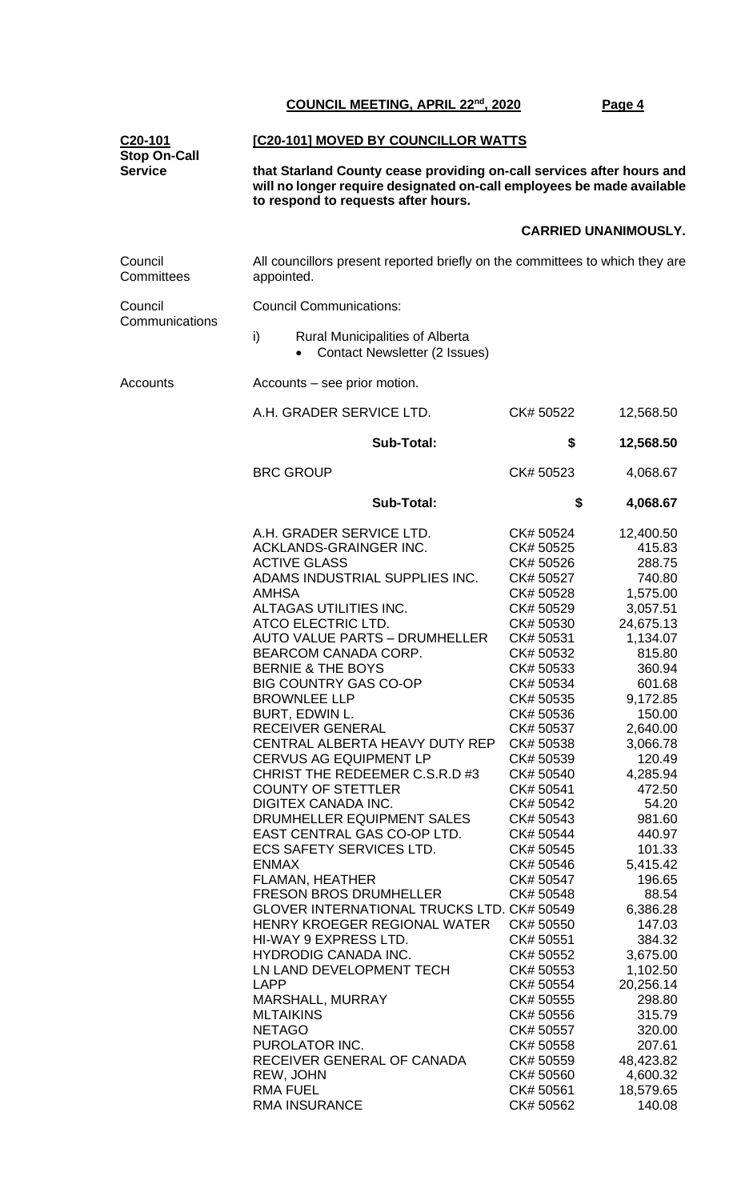## COUNCIL MEETING, APRIL 22nd, 2020

**C20-101**
**Stop On-Call Service**

**[C20-101] MOVED BY COUNCILLOR WATTS**

**that Starland County cease providing on-call services after hours and will no longer require designated on-call employees be made available to respond to requests after hours.**

**CARRIED UNANIMOUSLY.**

Council Committees

All councillors present reported briefly on the committees to which they are appointed.

Council Communications

Council Communications:

i) Rural Municipalities of Alberta
   - Contact Newsletter (2 Issues)

Accounts

Accounts – see prior motion.

| | | |
|---|---|---|
| A.H. GRADER SERVICE LTD. | CK# 50522 | 12,568.50 |
| **Sub-Total:** | **$** | **12,568.50** |
| BRC GROUP | CK# 50523 | 4,068.67 |
| **Sub-Total:** | **$** | **4,068.67** |
| A.H. GRADER SERVICE LTD. | CK# 50524 | 12,400.50 |
| ACKLANDS-GRAINGER INC. | CK# 50525 | 415.83 |
| ACTIVE GLASS | CK# 50526 | 288.75 |
| ADAMS INDUSTRIAL SUPPLIES INC. | CK# 50527 | 740.80 |
| AMHSA | CK# 50528 | 1,575.00 |
| ALTAGAS UTILITIES INC. | CK# 50529 | 3,057.51 |
| ATCO ELECTRIC LTD. | CK# 50530 | 24,675.13 |
| AUTO VALUE PARTS – DRUMHELLER | CK# 50531 | 1,134.07 |
| BEARCOM CANADA CORP. | CK# 50532 | 815.80 |
| BERNIE & THE BOYS | CK# 50533 | 360.94 |
| BIG COUNTRY GAS CO-OP | CK# 50534 | 601.68 |
| BROWNLEE LLP | CK# 50535 | 9,172.85 |
| BURT, EDWIN L. | CK# 50536 | 150.00 |
| RECEIVER GENERAL | CK# 50537 | 2,640.00 |
| CENTRAL ALBERTA HEAVY DUTY REP | CK# 50538 | 3,066.78 |
| CERVUS AG EQUIPMENT LP | CK# 50539 | 120.49 |
| CHRIST THE REDEEMER C.S.R.D #3 | CK# 50540 | 4,285.94 |
| COUNTY OF STETTLER | CK# 50541 | 472.50 |
| DIGITEX CANADA INC. | CK# 50542 | 54.20 |
| DRUMHELLER EQUIPMENT SALES | CK# 50543 | 981.60 |
| EAST CENTRAL GAS CO-OP LTD. | CK# 50544 | 440.97 |
| ECS SAFETY SERVICES LTD. | CK# 50545 | 101.33 |
| ENMAX | CK# 50546 | 5,415.42 |
| FLAMAN, HEATHER | CK# 50547 | 196.65 |
| FRESON BROS DRUMHELLER | CK# 50548 | 88.54 |
| GLOVER INTERNATIONAL TRUCKS LTD. | CK# 50549 | 6,386.28 |
| HENRY KROEGER REGIONAL WATER | CK# 50550 | 147.03 |
| HI-WAY 9 EXPRESS LTD. | CK# 50551 | 384.32 |
| HYDRODIG CANADA INC. | CK# 50552 | 3,675.00 |
| LN LAND DEVELOPMENT TECH | CK# 50553 | 1,102.50 |
| LAPP | CK# 50554 | 20,256.14 |
| MARSHALL, MURRAY | CK# 50555 | 298.80 |
| MLTAIKINS | CK# 50556 | 315.79 |
| NETAGO | CK# 50557 | 320.00 |
| PUROLATOR INC. | CK# 50558 | 207.61 |
| RECEIVER GENERAL OF CANADA | CK# 50559 | 48,423.82 |
| REW, JOHN | CK# 50560 | 4,600.32 |
| RMA FUEL | CK# 50561 | 18,579.65 |
| RMA INSURANCE | CK# 50562 | 140.08 |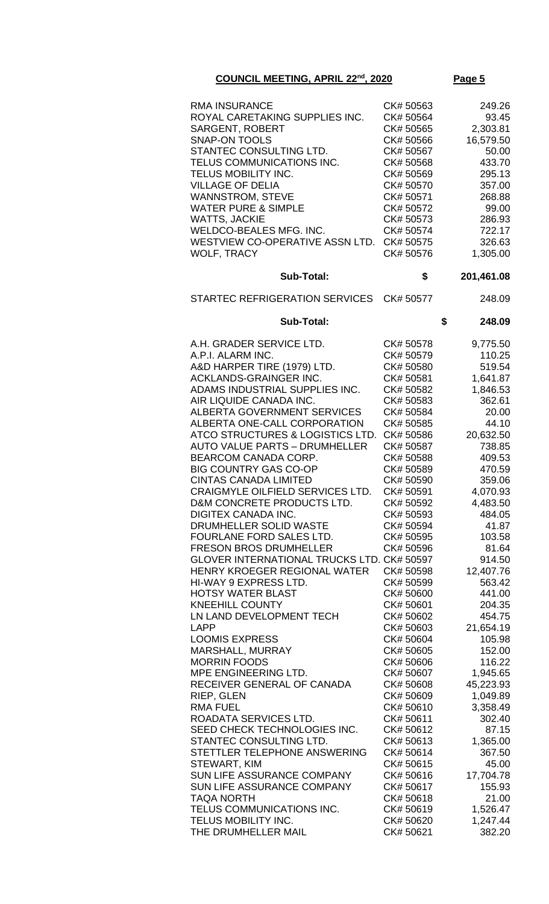**COUNCIL MEETING, APRIL 22nd, 2020**

| | | |
|---|---|---|
| RMA INSURANCE | CK# 50563 | 249.26 |
| ROYAL CARETAKING SUPPLIES INC. | CK# 50564 | 93.45 |
| SARGENT, ROBERT | CK# 50565 | 2,303.81 |
| SNAP-ON TOOLS | CK# 50566 | 16,579.50 |
| STANTEC CONSULTING LTD. | CK# 50567 | 50.00 |
| TELUS COMMUNICATIONS INC. | CK# 50568 | 433.70 |
| TELUS MOBILITY INC. | CK# 50569 | 295.13 |
| VILLAGE OF DELIA | CK# 50570 | 357.00 |
| WANNSTROM, STEVE | CK# 50571 | 268.88 |
| WATER PURE & SIMPLE | CK# 50572 | 99.00 |
| WATTS, JACKIE | CK# 50573 | 286.93 |
| WELDCO-BEALES MFG. INC. | CK# 50574 | 722.17 |
| WESTVIEW CO-OPERATIVE ASSN LTD. | CK# 50575 | 326.63 |
| WOLF, TRACY | CK# 50576 | 1,305.00 |
| **Sub-Total:** | **$** | **201,461.08** |
| STARTEC REFRIGERATION SERVICES | CK# 50577 | 248.09 |
| **Sub-Total:** | **$** | **248.09** |
| A.H. GRADER SERVICE LTD. | CK# 50578 | 9,775.50 |
| A.P.I. ALARM INC. | CK# 50579 | 110.25 |
| A&D HARPER TIRE (1979) LTD. | CK# 50580 | 519.54 |
| ACKLANDS-GRAINGER INC. | CK# 50581 | 1,641.87 |
| ADAMS INDUSTRIAL SUPPLIES INC. | CK# 50582 | 1,846.53 |
| AIR LIQUIDE CANADA INC. | CK# 50583 | 362.61 |
| ALBERTA GOVERNMENT SERVICES | CK# 50584 | 20.00 |
| ALBERTA ONE-CALL CORPORATION | CK# 50585 | 44.10 |
| ATCO STRUCTURES & LOGISTICS LTD. | CK# 50586 | 20,632.50 |
| AUTO VALUE PARTS – DRUMHELLER | CK# 50587 | 738.85 |
| BEARCOM CANADA CORP. | CK# 50588 | 409.53 |
| BIG COUNTRY GAS CO-OP | CK# 50589 | 470.59 |
| CINTAS CANADA LIMITED | CK# 50590 | 359.06 |
| CRAIGMYLE OILFIELD SERVICES LTD. | CK# 50591 | 4,070.93 |
| D&M CONCRETE PRODUCTS LTD. | CK# 50592 | 4,483.50 |
| DIGITEX CANADA INC. | CK# 50593 | 484.05 |
| DRUMHELLER SOLID WASTE | CK# 50594 | 41.87 |
| FOURLANE FORD SALES LTD. | CK# 50595 | 103.58 |
| FRESON BROS DRUMHELLER | CK# 50596 | 81.64 |
| GLOVER INTERNATIONAL TRUCKS LTD. | CK# 50597 | 914.50 |
| HENRY KROEGER REGIONAL WATER | CK# 50598 | 12,407.76 |
| HI-WAY 9 EXPRESS LTD. | CK# 50599 | 563.42 |
| HOTSY WATER BLAST | CK# 50600 | 441.00 |
| KNEEHILL COUNTY | CK# 50601 | 204.35 |
| LN LAND DEVELOPMENT TECH | CK# 50602 | 454.75 |
| LAPP | CK# 50603 | 21,654.19 |
| LOOMIS EXPRESS | CK# 50604 | 105.98 |
| MARSHALL, MURRAY | CK# 50605 | 152.00 |
| MORRIN FOODS | CK# 50606 | 116.22 |
| MPE ENGINEERING LTD. | CK# 50607 | 1,945.65 |
| RECEIVER GENERAL OF CANADA | CK# 50608 | 45,223.93 |
| RIEP, GLEN | CK# 50609 | 1,049.89 |
| RMA FUEL | CK# 50610 | 3,358.49 |
| ROADATA SERVICES LTD. | CK# 50611 | 302.40 |
| SEED CHECK TECHNOLOGIES INC. | CK# 50612 | 87.15 |
| STANTEC CONSULTING LTD. | CK# 50613 | 1,365.00 |
| STETTLER TELEPHONE ANSWERING | CK# 50614 | 367.50 |
| STEWART, KIM | CK# 50615 | 45.00 |
| SUN LIFE ASSURANCE COMPANY | CK# 50616 | 17,704.78 |
| SUN LIFE ASSURANCE COMPANY | CK# 50617 | 155.93 |
| TAQA NORTH | CK# 50618 | 21.00 |
| TELUS COMMUNICATIONS INC. | CK# 50619 | 1,526.47 |
| TELUS MOBILITY INC. | CK# 50620 | 1,247.44 |
| THE DRUMHELLER MAIL | CK# 50621 | 382.20 |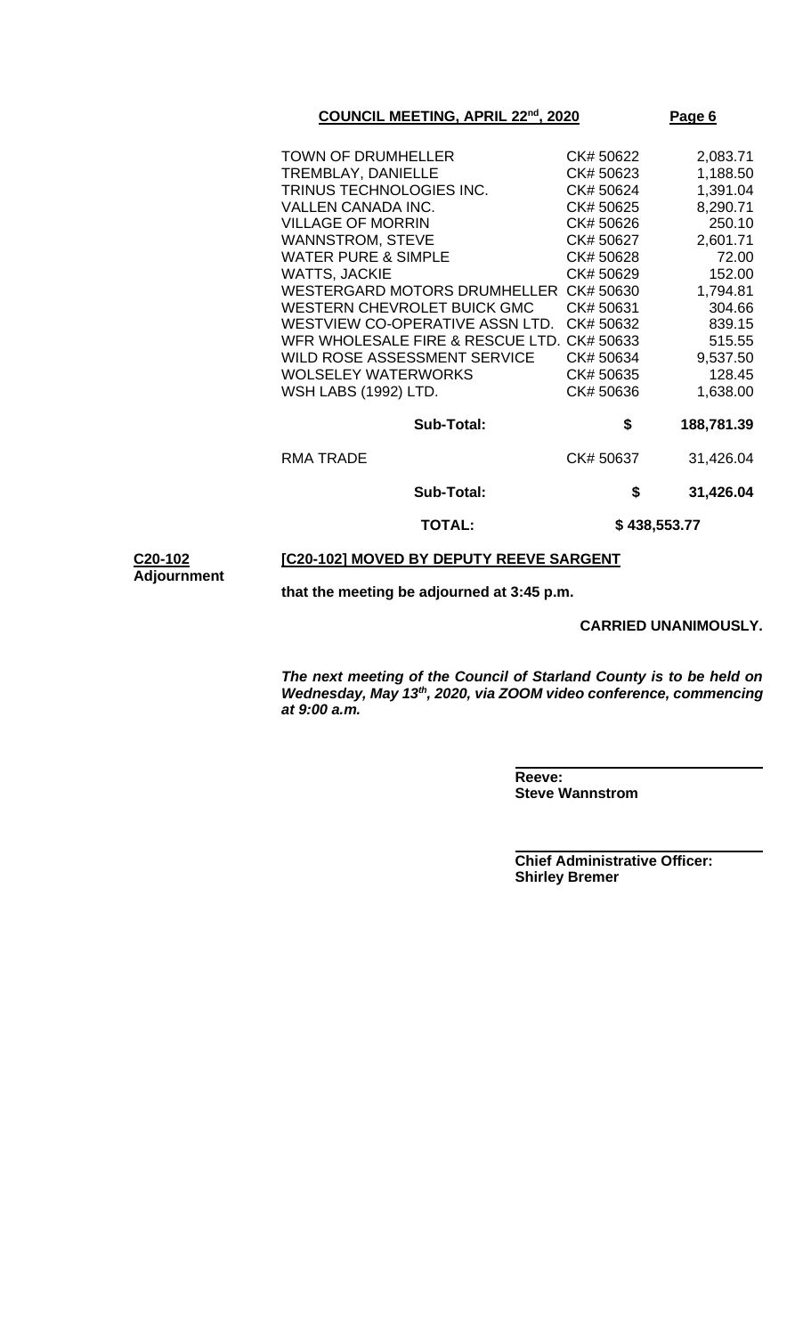**COUNCIL MEETING, APRIL 22nd, 2020**

| | | |
|---|---|---|
| TOWN OF DRUMHELLER | CK# 50622 | 2,083.71 |
| TREMBLAY, DANIELLE | CK# 50623 | 1,188.50 |
| TRINUS TECHNOLOGIES INC. | CK# 50624 | 1,391.04 |
| VALLEN CANADA INC. | CK# 50625 | 8,290.71 |
| VILLAGE OF MORRIN | CK# 50626 | 250.10 |
| WANNSTROM, STEVE | CK# 50627 | 2,601.71 |
| WATER PURE & SIMPLE | CK# 50628 | 72.00 |
| WATTS, JACKIE | CK# 50629 | 152.00 |
| WESTERGARD MOTORS DRUMHELLER | CK# 50630 | 1,794.81 |
| WESTERN CHEVROLET BUICK GMC | CK# 50631 | 304.66 |
| WESTVIEW CO-OPERATIVE ASSN LTD. | CK# 50632 | 839.15 |
| WFR WHOLESALE FIRE & RESCUE LTD. | CK# 50633 | 515.55 |
| WILD ROSE ASSESSMENT SERVICE | CK# 50634 | 9,537.50 |
| WOLSELEY WATERWORKS | CK# 50635 | 128.45 |
| WSH LABS (1992) LTD. | CK# 50636 | 1,638.00 |
| **Sub-Total:** | **$** | **188,781.39** |
| RMA TRADE | CK# 50637 | 31,426.04 |
| **Sub-Total:** | **$** | **31,426.04** |
| **TOTAL:** | | **$ 438,553.77** |

**C20-102**
**Adjournment**

**[C20-102] MOVED BY DEPUTY REEVE SARGENT**

**that the meeting be adjourned at 3:45 p.m.**

**CARRIED UNANIMOUSLY.**

***The next meeting of the Council of Starland County is to be held on Wednesday, May 13th, 2020, via ZOOM video conference, commencing at 9:00 a.m.***

**Reeve:**
**Steve Wannstrom**

**Chief Administrative Officer:**
**Shirley Bremer**